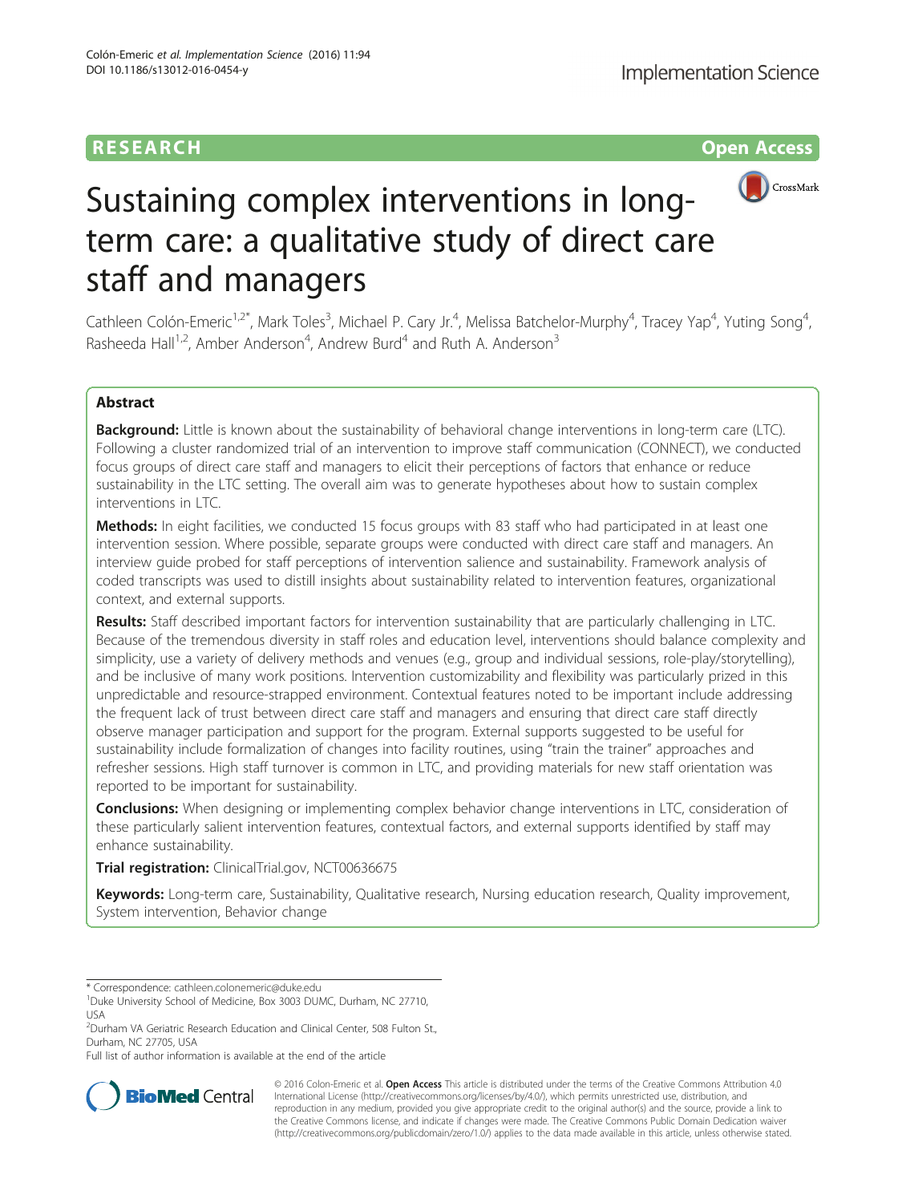**RESEARCH** **Open Access**

# Sustaining complex interventions in long-term care: a qualitative study of direct care staff and managers

Cathleen Colón-Emeric[1,2*], Mark Toles[3], Michael P. Cary Jr.[4], Melissa Batchelor-Murphy[4], Tracey Yap[4], Yuting Song[4], Rasheeda Hall[1,2], Amber Anderson[4], Andrew Burd[4] and Ruth A. Anderson[3]

## Abstract

**Background:** Little is known about the sustainability of behavioral change interventions in long-term care (LTC). Following a cluster randomized trial of an intervention to improve staff communication (CONNECT), we conducted focus groups of direct care staff and managers to elicit their perceptions of factors that enhance or reduce sustainability in the LTC setting. The overall aim was to generate hypotheses about how to sustain complex interventions in LTC.

**Methods:** In eight facilities, we conducted 15 focus groups with 83 staff who had participated in at least one intervention session. Where possible, separate groups were conducted with direct care staff and managers. An interview guide probed for staff perceptions of intervention salience and sustainability. Framework analysis of coded transcripts was used to distill insights about sustainability related to intervention features, organizational context, and external supports.

**Results:** Staff described important factors for intervention sustainability that are particularly challenging in LTC. Because of the tremendous diversity in staff roles and education level, interventions should balance complexity and simplicity, use a variety of delivery methods and venues (e.g., group and individual sessions, role-play/storytelling), and be inclusive of many work positions. Intervention customizability and flexibility was particularly prized in this unpredictable and resource-strapped environment. Contextual features noted to be important include addressing the frequent lack of trust between direct care staff and managers and ensuring that direct care staff directly observe manager participation and support for the program. External supports suggested to be useful for sustainability include formalization of changes into facility routines, using "train the trainer" approaches and refresher sessions. High staff turnover is common in LTC, and providing materials for new staff orientation was reported to be important for sustainability.

**Conclusions:** When designing or implementing complex behavior change interventions in LTC, consideration of these particularly salient intervention features, contextual factors, and external supports identified by staff may enhance sustainability.

**Trial registration:** ClinicalTrial.gov, NCT00636675

**Keywords:** Long-term care, Sustainability, Qualitative research, Nursing education research, Quality improvement, System intervention, Behavior change

---

\* Correspondence: cathleen.colonemeric@duke.edu
[1]Duke University School of Medicine, Box 3003 DUMC, Durham, NC 27710, USA
[2]Durham VA Geriatric Research Education and Clinical Center, 508 Fulton St., Durham, NC 27705, USA
Full list of author information is available at the end of the article

© 2016 Colon-Emeric et al. **Open Access** This article is distributed under the terms of the Creative Commons Attribution 4.0 International License (http://creativecommons.org/licenses/by/4.0/), which permits unrestricted use, distribution, and reproduction in any medium, provided you give appropriate credit to the original author(s) and the source, provide a link to the Creative Commons license, and indicate if changes were made. The Creative Commons Public Domain Dedication waiver (http://creativecommons.org/publicdomain/zero/1.0/) applies to the data made available in this article, unless otherwise stated.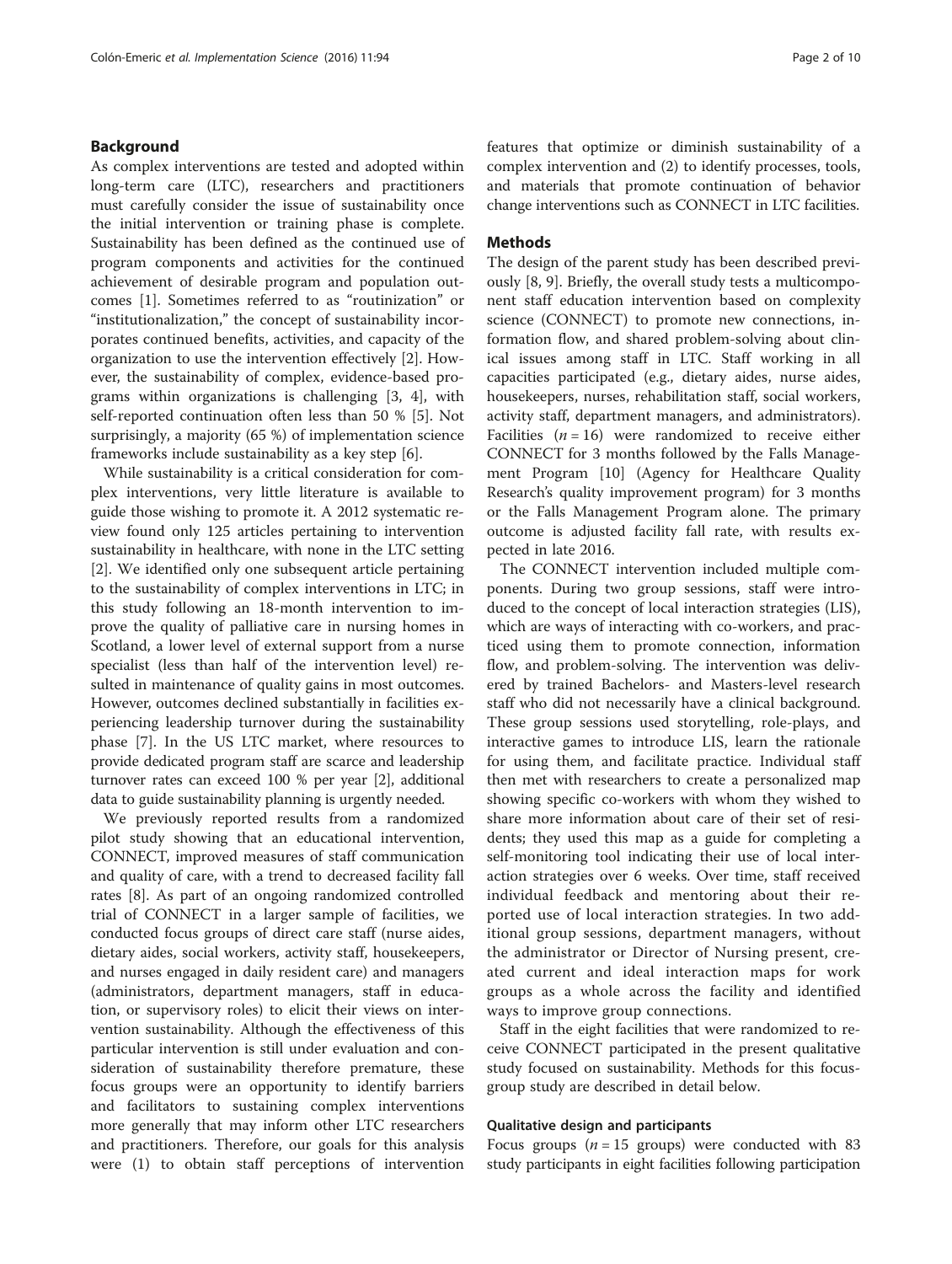## Background

As complex interventions are tested and adopted within long-term care (LTC), researchers and practitioners must carefully consider the issue of sustainability once the initial intervention or training phase is complete. Sustainability has been defined as the continued use of program components and activities for the continued achievement of desirable program and population outcomes [1]. Sometimes referred to as "routinization" or "institutionalization," the concept of sustainability incorporates continued benefits, activities, and capacity of the organization to use the intervention effectively [2]. However, the sustainability of complex, evidence-based programs within organizations is challenging [3, 4], with self-reported continuation often less than 50 % [5]. Not surprisingly, a majority (65 %) of implementation science frameworks include sustainability as a key step [6].

While sustainability is a critical consideration for complex interventions, very little literature is available to guide those wishing to promote it. A 2012 systematic review found only 125 articles pertaining to intervention sustainability in healthcare, with none in the LTC setting [2]. We identified only one subsequent article pertaining to the sustainability of complex interventions in LTC; in this study following an 18-month intervention to improve the quality of palliative care in nursing homes in Scotland, a lower level of external support from a nurse specialist (less than half of the intervention level) resulted in maintenance of quality gains in most outcomes. However, outcomes declined substantially in facilities experiencing leadership turnover during the sustainability phase [7]. In the US LTC market, where resources to provide dedicated program staff are scarce and leadership turnover rates can exceed 100 % per year [2], additional data to guide sustainability planning is urgently needed.

We previously reported results from a randomized pilot study showing that an educational intervention, CONNECT, improved measures of staff communication and quality of care, with a trend to decreased facility fall rates [8]. As part of an ongoing randomized controlled trial of CONNECT in a larger sample of facilities, we conducted focus groups of direct care staff (nurse aides, dietary aides, social workers, activity staff, housekeepers, and nurses engaged in daily resident care) and managers (administrators, department managers, staff in education, or supervisory roles) to elicit their views on intervention sustainability. Although the effectiveness of this particular intervention is still under evaluation and consideration of sustainability therefore premature, these focus groups were an opportunity to identify barriers and facilitators to sustaining complex interventions more generally that may inform other LTC researchers and practitioners. Therefore, our goals for this analysis were (1) to obtain staff perceptions of intervention features that optimize or diminish sustainability of a complex intervention and (2) to identify processes, tools, and materials that promote continuation of behavior change interventions such as CONNECT in LTC facilities.

## Methods

The design of the parent study has been described previously [8, 9]. Briefly, the overall study tests a multicomponent staff education intervention based on complexity science (CONNECT) to promote new connections, information flow, and shared problem-solving about clinical issues among staff in LTC. Staff working in all capacities participated (e.g., dietary aides, nurse aides, housekeepers, nurses, rehabilitation staff, social workers, activity staff, department managers, and administrators). Facilities ($n = 16$) were randomized to receive either CONNECT for 3 months followed by the Falls Management Program [10] (Agency for Healthcare Quality Research's quality improvement program) for 3 months or the Falls Management Program alone. The primary outcome is adjusted facility fall rate, with results expected in late 2016.

The CONNECT intervention included multiple components. During two group sessions, staff were introduced to the concept of local interaction strategies (LIS), which are ways of interacting with co-workers, and practiced using them to promote connection, information flow, and problem-solving. The intervention was delivered by trained Bachelors- and Masters-level research staff who did not necessarily have a clinical background. These group sessions used storytelling, role-plays, and interactive games to introduce LIS, learn the rationale for using them, and facilitate practice. Individual staff then met with researchers to create a personalized map showing specific co-workers with whom they wished to share more information about care of their set of residents; they used this map as a guide for completing a self-monitoring tool indicating their use of local interaction strategies over 6 weeks. Over time, staff received individual feedback and mentoring about their reported use of local interaction strategies. In two additional group sessions, department managers, without the administrator or Director of Nursing present, created current and ideal interaction maps for work groups as a whole across the facility and identified ways to improve group connections.

Staff in the eight facilities that were randomized to receive CONNECT participated in the present qualitative study focused on sustainability. Methods for this focus-group study are described in detail below.

### Qualitative design and participants

Focus groups ($n = 15$ groups) were conducted with 83 study participants in eight facilities following participation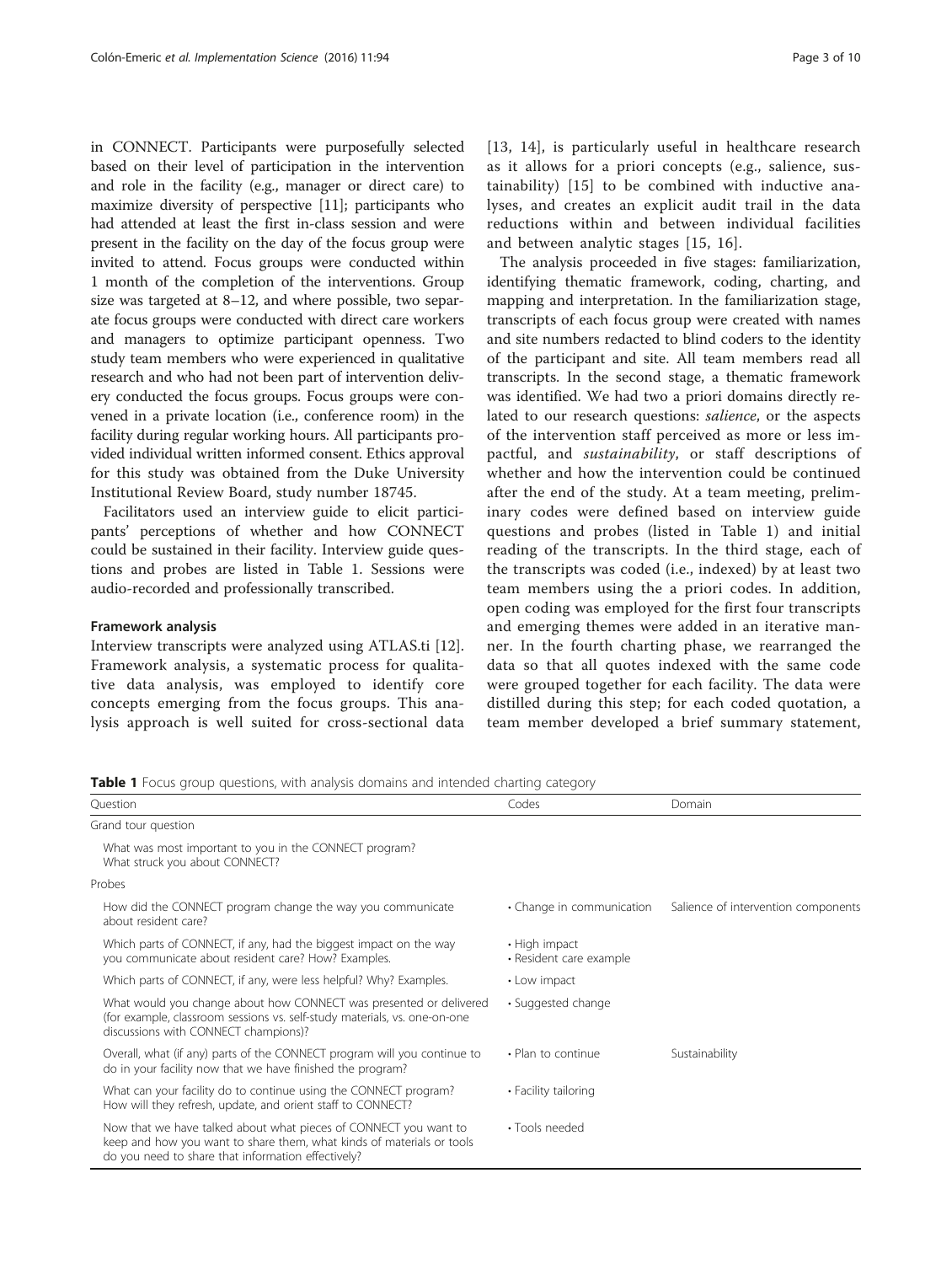in CONNECT. Participants were purposefully selected based on their level of participation in the intervention and role in the facility (e.g., manager or direct care) to maximize diversity of perspective [11]; participants who had attended at least the first in-class session and were present in the facility on the day of the focus group were invited to attend. Focus groups were conducted within 1 month of the completion of the interventions. Group size was targeted at 8–12, and where possible, two separate focus groups were conducted with direct care workers and managers to optimize participant openness. Two study team members who were experienced in qualitative research and who had not been part of intervention delivery conducted the focus groups. Focus groups were convened in a private location (i.e., conference room) in the facility during regular working hours. All participants provided individual written informed consent. Ethics approval for this study was obtained from the Duke University Institutional Review Board, study number 18745.

Facilitators used an interview guide to elicit participants' perceptions of whether and how CONNECT could be sustained in their facility. Interview guide questions and probes are listed in Table 1. Sessions were audio-recorded and professionally transcribed.

### Framework analysis

Interview transcripts were analyzed using ATLAS.ti [12]. Framework analysis, a systematic process for qualitative data analysis, was employed to identify core concepts emerging from the focus groups. This analysis approach is well suited for cross-sectional data [13, 14], is particularly useful in healthcare research as it allows for a priori concepts (e.g., salience, sustainability) [15] to be combined with inductive analyses, and creates an explicit audit trail in the data reductions within and between individual facilities and between analytic stages [15, 16].

The analysis proceeded in five stages: familiarization, identifying thematic framework, coding, charting, and mapping and interpretation. In the familiarization stage, transcripts of each focus group were created with names and site numbers redacted to blind coders to the identity of the participant and site. All team members read all transcripts. In the second stage, a thematic framework was identified. We had two a priori domains directly related to our research questions: *salience*, or the aspects of the intervention staff perceived as more or less impactful, and *sustainability*, or staff descriptions of whether and how the intervention could be continued after the end of the study. At a team meeting, preliminary codes were defined based on interview guide questions and probes (listed in Table 1) and initial reading of the transcripts. In the third stage, each of the transcripts was coded (i.e., indexed) by at least two team members using the a priori codes. In addition, open coding was employed for the first four transcripts and emerging themes were added in an iterative manner. In the fourth charting phase, we rearranged the data so that all quotes indexed with the same code were grouped together for each facility. The data were distilled during this step; for each coded quotation, a team member developed a brief summary statement,

**Table 1** Focus group questions, with analysis domains and intended charting category

| Question | Codes | Domain |
|---|---|---|
| Grand tour question | | |
| What was most important to you in the CONNECT program? What struck you about CONNECT? | | |
| Probes | | |
| How did the CONNECT program change the way you communicate about resident care? | • Change in communication | Salience of intervention components |
| Which parts of CONNECT, if any, had the biggest impact on the way you communicate about resident care? How? Examples. | • High impact<br>• Resident care example | |
| Which parts of CONNECT, if any, were less helpful? Why? Examples. | • Low impact | |
| What would you change about how CONNECT was presented or delivered (for example, classroom sessions vs. self-study materials, vs. one-on-one discussions with CONNECT champions)? | • Suggested change | |
| Overall, what (if any) parts of the CONNECT program will you continue to do in your facility now that we have finished the program? | • Plan to continue | Sustainability |
| What can your facility do to continue using the CONNECT program? How will they refresh, update, and orient staff to CONNECT? | • Facility tailoring | |
| Now that we have talked about what pieces of CONNECT you want to keep and how you want to share them, what kinds of materials or tools do you need to share that information effectively? | • Tools needed | |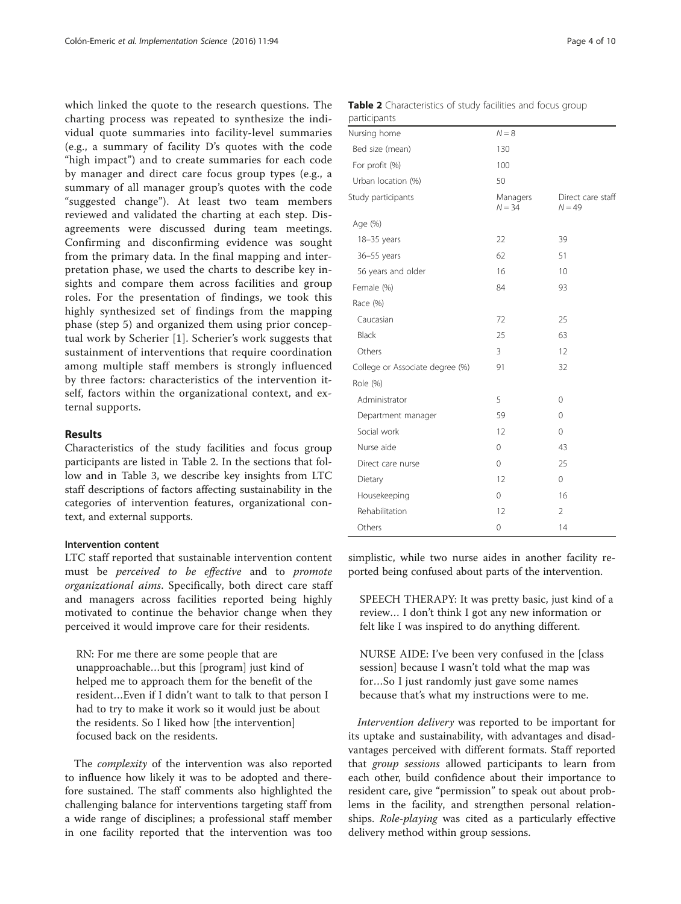which linked the quote to the research questions. The charting process was repeated to synthesize the individual quote summaries into facility-level summaries (e.g., a summary of facility D's quotes with the code "high impact") and to create summaries for each code by manager and direct care focus group types (e.g., a summary of all manager group's quotes with the code "suggested change"). At least two team members reviewed and validated the charting at each step. Disagreements were discussed during team meetings. Confirming and disconfirming evidence was sought from the primary data. In the final mapping and interpretation phase, we used the charts to describe key insights and compare them across facilities and group roles. For the presentation of findings, we took this highly synthesized set of findings from the mapping phase (step 5) and organized them using prior conceptual work by Scherier [1]. Scherier's work suggests that sustainment of interventions that require coordination among multiple staff members is strongly influenced by three factors: characteristics of the intervention itself, factors within the organizational context, and external supports.

## Results

Characteristics of the study facilities and focus group participants are listed in Table 2. In the sections that follow and in Table 3, we describe key insights from LTC staff descriptions of factors affecting sustainability in the categories of intervention features, organizational context, and external supports.

**Table 2** Characteristics of study facilities and focus group participants

| Nursing home | $N = 8$ | |
|---|---|---|
| Bed size (mean) | 130 | |
| For profit (%) | 100 | |
| Urban location (%) | 50 | |
| Study participants | Managers $N = 34$ | Direct care staff $N = 49$ |
| Age (%) | | |
| 18–35 years | 22 | 39 |
| 36–55 years | 62 | 51 |
| 56 years and older | 16 | 10 |
| Female (%) | 84 | 93 |
| Race (%) | | |
| Caucasian | 72 | 25 |
| Black | 25 | 63 |
| Others | 3 | 12 |
| College or Associate degree (%) | 91 | 32 |
| Role (%) | | |
| Administrator | 5 | 0 |
| Department manager | 59 | 0 |
| Social work | 12 | 0 |
| Nurse aide | 0 | 43 |
| Direct care nurse | 0 | 25 |
| Dietary | 12 | 0 |
| Housekeeping | 0 | 16 |
| Rehabilitation | 12 | 2 |
| Others | 0 | 14 |

### Intervention content

LTC staff reported that sustainable intervention content must be *perceived to be effective* and to *promote organizational aims*. Specifically, both direct care staff and managers across facilities reported being highly motivated to continue the behavior change when they perceived it would improve care for their residents.

> RN: For me there are some people that are unapproachable…but this [program] just kind of helped me to approach them for the benefit of the resident…Even if I didn't want to talk to that person I had to try to make it work so it would just be about the residents. So I liked how [the intervention] focused back on the residents.

The *complexity* of the intervention was also reported to influence how likely it was to be adopted and therefore sustained. The staff comments also highlighted the challenging balance for interventions targeting staff from a wide range of disciplines; a professional staff member in one facility reported that the intervention was too simplistic, while two nurse aides in another facility reported being confused about parts of the intervention.

> SPEECH THERAPY: It was pretty basic, just kind of a review… I don't think I got any new information or felt like I was inspired to do anything different.

> NURSE AIDE: I've been very confused in the [class session] because I wasn't told what the map was for…So I just randomly just gave some names because that's what my instructions were to me.

*Intervention delivery* was reported to be important for its uptake and sustainability, with advantages and disadvantages perceived with different formats. Staff reported that *group sessions* allowed participants to learn from each other, build confidence about their importance to resident care, give "permission" to speak out about problems in the facility, and strengthen personal relationships. *Role-playing* was cited as a particularly effective delivery method within group sessions.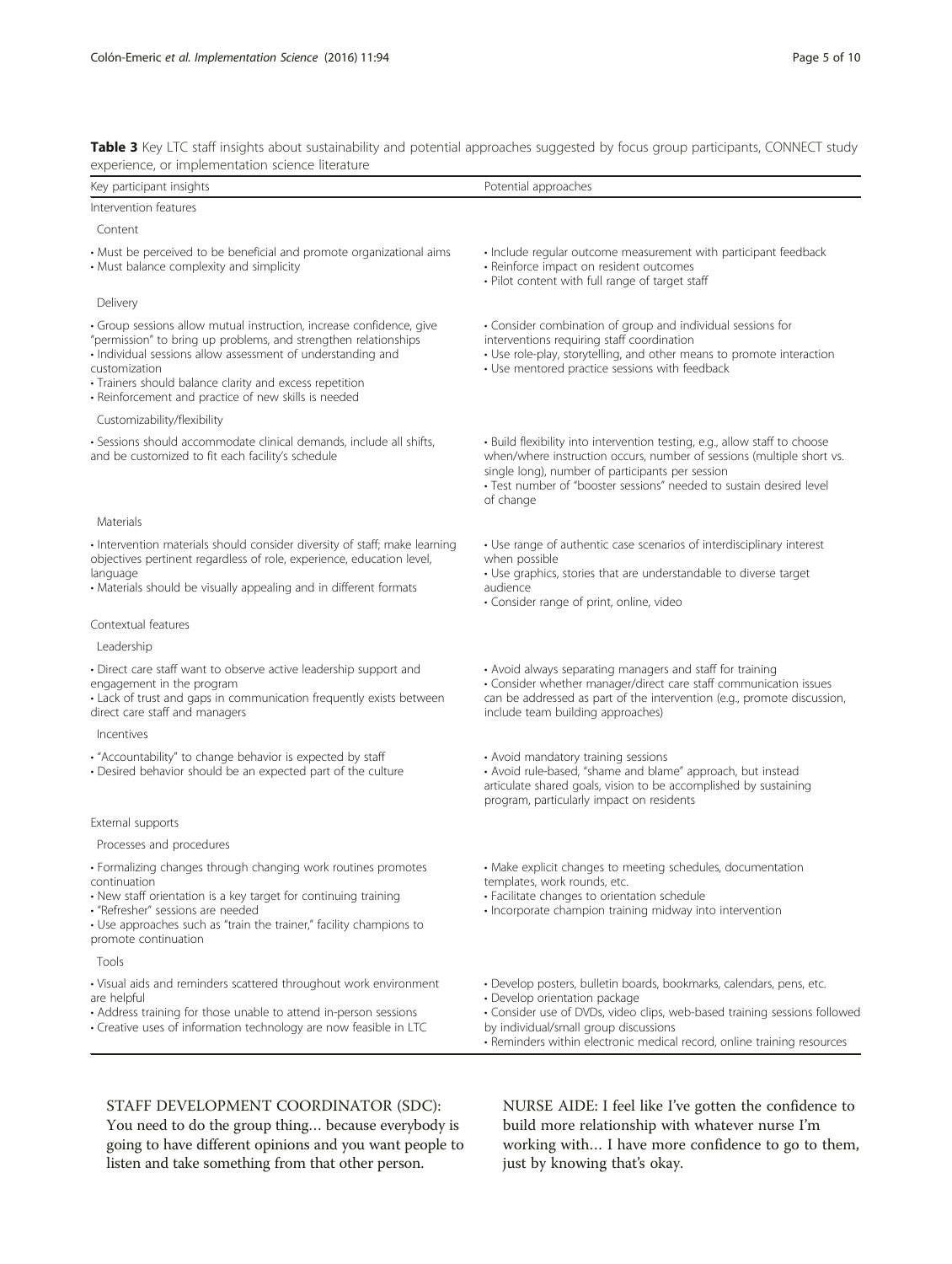**Table 3** Key LTC staff insights about sustainability and potential approaches suggested by focus group participants, CONNECT study experience, or implementation science literature

| Key participant insights | Potential approaches |
|---|---|
| Intervention features | |
| Content | |
| • Must be perceived to be beneficial and promote organizational aims<br>• Must balance complexity and simplicity | • Include regular outcome measurement with participant feedback<br>• Reinforce impact on resident outcomes<br>• Pilot content with full range of target staff |
| Delivery | |
| • Group sessions allow mutual instruction, increase confidence, give "permission" to bring up problems, and strengthen relationships<br>• Individual sessions allow assessment of understanding and customization<br>• Trainers should balance clarity and excess repetition<br>• Reinforcement and practice of new skills is needed | • Consider combination of group and individual sessions for interventions requiring staff coordination<br>• Use role-play, storytelling, and other means to promote interaction<br>• Use mentored practice sessions with feedback |
| Customizability/flexibility | |
| • Sessions should accommodate clinical demands, include all shifts, and be customized to fit each facility's schedule | • Build flexibility into intervention testing, e.g., allow staff to choose when/where instruction occurs, number of sessions (multiple short vs. single long), number of participants per session<br>• Test number of "booster sessions" needed to sustain desired level of change |
| Materials | |
| • Intervention materials should consider diversity of staff; make learning objectives pertinent regardless of role, experience, education level, language<br>• Materials should be visually appealing and in different formats | • Use range of authentic case scenarios of interdisciplinary interest when possible<br>• Use graphics, stories that are understandable to diverse target audience<br>• Consider range of print, online, video |
| Contextual features | |
| Leadership | |
| • Direct care staff want to observe active leadership support and engagement in the program<br>• Lack of trust and gaps in communication frequently exists between direct care staff and managers | • Avoid always separating managers and staff for training<br>• Consider whether manager/direct care staff communication issues can be addressed as part of the intervention (e.g., promote discussion, include team building approaches) |
| Incentives | |
| • "Accountability" to change behavior is expected by staff<br>• Desired behavior should be an expected part of the culture | • Avoid mandatory training sessions<br>• Avoid rule-based, "shame and blame" approach, but instead articulate shared goals, vision to be accomplished by sustaining program, particularly impact on residents |
| External supports | |
| Processes and procedures | |
| • Formalizing changes through changing work routines promotes continuation<br>• New staff orientation is a key target for continuing training<br>• "Refresher" sessions are needed<br>• Use approaches such as "train the trainer," facility champions to promote continuation | • Make explicit changes to meeting schedules, documentation templates, work rounds, etc.<br>• Facilitate changes to orientation schedule<br>• Incorporate champion training midway into intervention |
| Tools | |
| • Visual aids and reminders scattered throughout work environment are helpful<br>• Address training for those unable to attend in-person sessions<br>• Creative uses of information technology are now feasible in LTC | • Develop posters, bulletin boards, bookmarks, calendars, pens, etc.<br>• Develop orientation package<br>• Consider use of DVDs, video clips, web-based training sessions followed by individual/small group discussions<br>• Reminders within electronic medical record, online training resources |

STAFF DEVELOPMENT COORDINATOR (SDC): You need to do the group thing… because everybody is going to have different opinions and you want people to listen and take something from that other person.

NURSE AIDE: I feel like I've gotten the confidence to build more relationship with whatever nurse I'm working with… I have more confidence to go to them, just by knowing that's okay.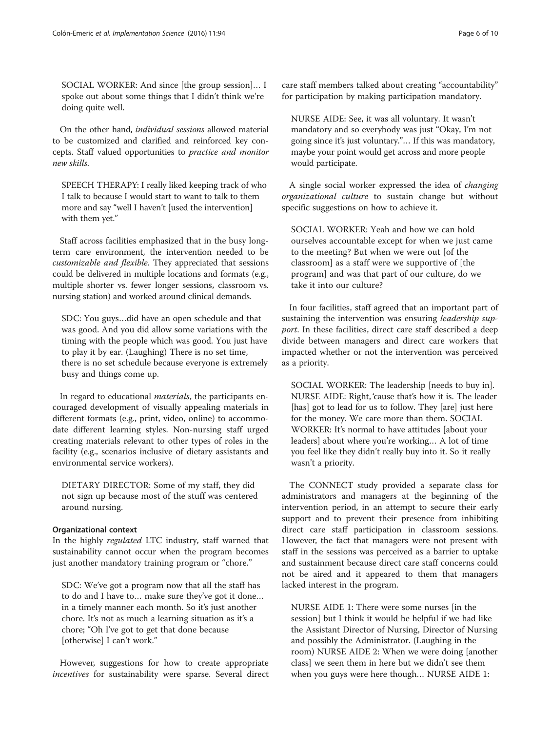SOCIAL WORKER: And since [the group session]… I spoke out about some things that I didn't think we're doing quite well.

On the other hand, *individual sessions* allowed material to be customized and clarified and reinforced key concepts. Staff valued opportunities to *practice and monitor new skills*.

SPEECH THERAPY: I really liked keeping track of who I talk to because I would start to want to talk to them more and say "well I haven't [used the intervention] with them yet."

Staff across facilities emphasized that in the busy long-term care environment, the intervention needed to be *customizable and flexible*. They appreciated that sessions could be delivered in multiple locations and formats (e.g., multiple shorter vs. fewer longer sessions, classroom vs. nursing station) and worked around clinical demands.

SDC: You guys…did have an open schedule and that was good. And you did allow some variations with the timing with the people which was good. You just have to play it by ear. (Laughing) There is no set time, there is no set schedule because everyone is extremely busy and things come up.

In regard to educational *materials*, the participants encouraged development of visually appealing materials in different formats (e.g., print, video, online) to accommodate different learning styles. Non-nursing staff urged creating materials relevant to other types of roles in the facility (e.g., scenarios inclusive of dietary assistants and environmental service workers).

DIETARY DIRECTOR: Some of my staff, they did not sign up because most of the stuff was centered around nursing.

#### Organizational context

In the highly *regulated* LTC industry, staff warned that sustainability cannot occur when the program becomes just another mandatory training program or "chore."

SDC: We've got a program now that all the staff has to do and I have to… make sure they've got it done… in a timely manner each month. So it's just another chore. It's not as much a learning situation as it's a chore; "Oh I've got to get that done because [otherwise] I can't work."

However, suggestions for how to create appropriate *incentives* for sustainability were sparse. Several direct care staff members talked about creating "accountability" for participation by making participation mandatory.

NURSE AIDE: See, it was all voluntary. It wasn't mandatory and so everybody was just "Okay, I'm not going since it's just voluntary."… If this was mandatory, maybe your point would get across and more people would participate.

A single social worker expressed the idea of *changing organizational culture* to sustain change but without specific suggestions on how to achieve it.

SOCIAL WORKER: Yeah and how we can hold ourselves accountable except for when we just came to the meeting? But when we were out [of the classroom] as a staff were we supportive of [the program] and was that part of our culture, do we take it into our culture?

In four facilities, staff agreed that an important part of sustaining the intervention was ensuring *leadership support*. In these facilities, direct care staff described a deep divide between managers and direct care workers that impacted whether or not the intervention was perceived as a priority.

SOCIAL WORKER: The leadership [needs to buy in]. NURSE AIDE: Right, 'cause that's how it is. The leader [has] got to lead for us to follow. They [are] just here for the money. We care more than them. SOCIAL WORKER: It's normal to have attitudes [about your leaders] about where you're working… A lot of time you feel like they didn't really buy into it. So it really wasn't a priority.

The CONNECT study provided a separate class for administrators and managers at the beginning of the intervention period, in an attempt to secure their early support and to prevent their presence from inhibiting direct care staff participation in classroom sessions. However, the fact that managers were not present with staff in the sessions was perceived as a barrier to uptake and sustainment because direct care staff concerns could not be aired and it appeared to them that managers lacked interest in the program.

NURSE AIDE 1: There were some nurses [in the session] but I think it would be helpful if we had like the Assistant Director of Nursing, Director of Nursing and possibly the Administrator. (Laughing in the room) NURSE AIDE 2: When we were doing [another class] we seen them in here but we didn't see them when you guys were here though… NURSE AIDE 1: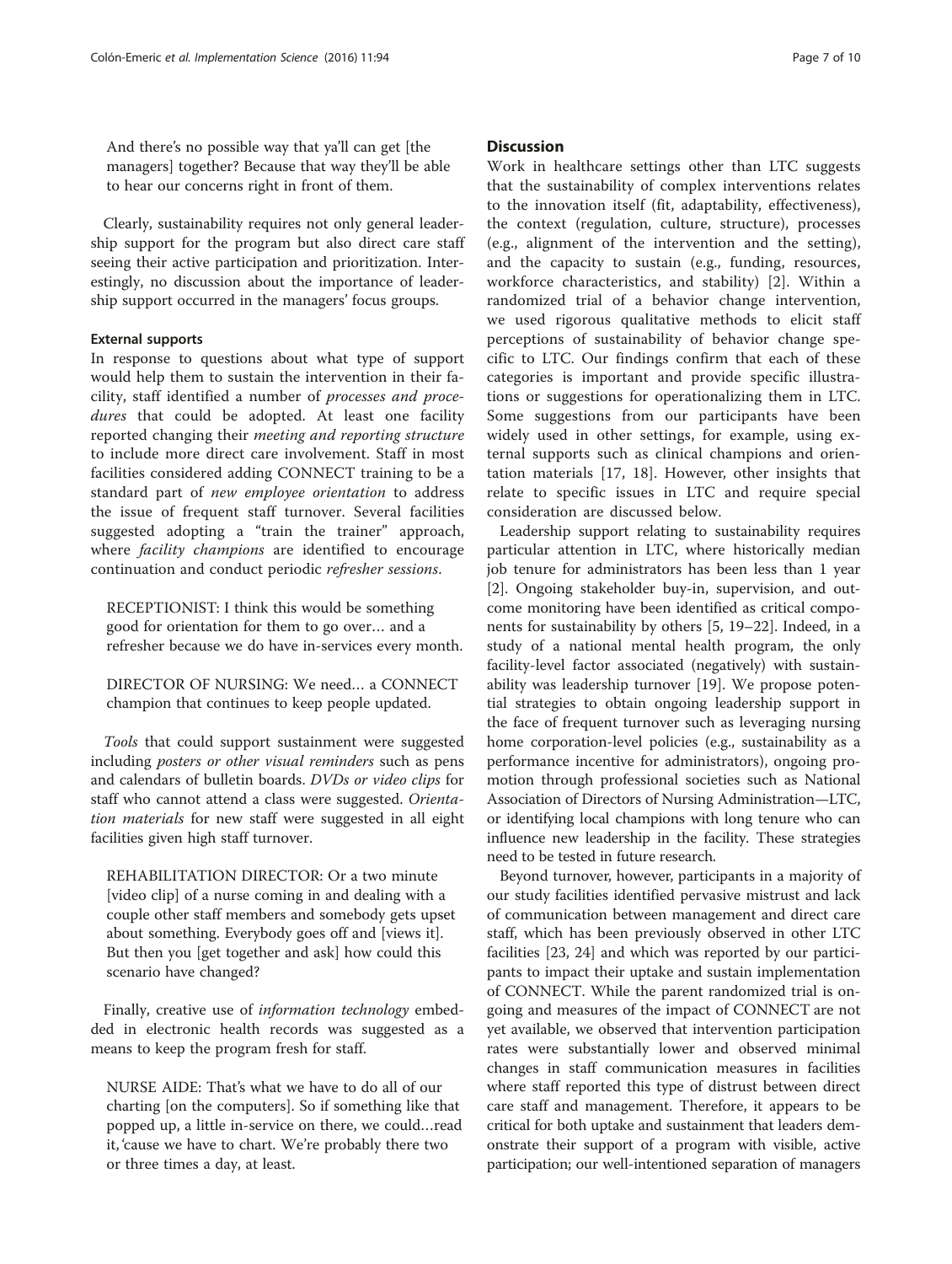> And there's no possible way that ya'll can get [the managers] together? Because that way they'll be able to hear our concerns right in front of them.

Clearly, sustainability requires not only general leadership support for the program but also direct care staff seeing their active participation and prioritization. Interestingly, no discussion about the importance of leadership support occurred in the managers' focus groups.

#### External supports

In response to questions about what type of support would help them to sustain the intervention in their facility, staff identified a number of *processes and procedures* that could be adopted. At least one facility reported changing their *meeting and reporting structure* to include more direct care involvement. Staff in most facilities considered adding CONNECT training to be a standard part of *new employee orientation* to address the issue of frequent staff turnover. Several facilities suggested adopting a "train the trainer" approach, where *facility champions* are identified to encourage continuation and conduct periodic *refresher sessions*.

> RECEPTIONIST: I think this would be something good for orientation for them to go over… and a refresher because we do have in-services every month.

> DIRECTOR OF NURSING: We need… a CONNECT champion that continues to keep people updated.

*Tools* that could support sustainment were suggested including *posters or other visual reminders* such as pens and calendars of bulletin boards. *DVDs or video clips* for staff who cannot attend a class were suggested. *Orientation materials* for new staff were suggested in all eight facilities given high staff turnover.

> REHABILITATION DIRECTOR: Or a two minute [video clip] of a nurse coming in and dealing with a couple other staff members and somebody gets upset about something. Everybody goes off and [views it]. But then you [get together and ask] how could this scenario have changed?

Finally, creative use of *information technology* embedded in electronic health records was suggested as a means to keep the program fresh for staff.

> NURSE AIDE: That's what we have to do all of our charting [on the computers]. So if something like that popped up, a little in-service on there, we could…read it, 'cause we have to chart. We're probably there two or three times a day, at least.

## Discussion

Work in healthcare settings other than LTC suggests that the sustainability of complex interventions relates to the innovation itself (fit, adaptability, effectiveness), the context (regulation, culture, structure), processes (e.g., alignment of the intervention and the setting), and the capacity to sustain (e.g., funding, resources, workforce characteristics, and stability) [2]. Within a randomized trial of a behavior change intervention, we used rigorous qualitative methods to elicit staff perceptions of sustainability of behavior change specific to LTC. Our findings confirm that each of these categories is important and provide specific illustrations or suggestions for operationalizing them in LTC. Some suggestions from our participants have been widely used in other settings, for example, using external supports such as clinical champions and orientation materials [17, 18]. However, other insights that relate to specific issues in LTC and require special consideration are discussed below.

Leadership support relating to sustainability requires particular attention in LTC, where historically median job tenure for administrators has been less than 1 year [2]. Ongoing stakeholder buy-in, supervision, and outcome monitoring have been identified as critical components for sustainability by others [5, 19–22]. Indeed, in a study of a national mental health program, the only facility-level factor associated (negatively) with sustainability was leadership turnover [19]. We propose potential strategies to obtain ongoing leadership support in the face of frequent turnover such as leveraging nursing home corporation-level policies (e.g., sustainability as a performance incentive for administrators), ongoing promotion through professional societies such as National Association of Directors of Nursing Administration—LTC, or identifying local champions with long tenure who can influence new leadership in the facility. These strategies need to be tested in future research.

Beyond turnover, however, participants in a majority of our study facilities identified pervasive mistrust and lack of communication between management and direct care staff, which has been previously observed in other LTC facilities [23, 24] and which was reported by our participants to impact their uptake and sustain implementation of CONNECT. While the parent randomized trial is ongoing and measures of the impact of CONNECT are not yet available, we observed that intervention participation rates were substantially lower and observed minimal changes in staff communication measures in facilities where staff reported this type of distrust between direct care staff and management. Therefore, it appears to be critical for both uptake and sustainment that leaders demonstrate their support of a program with visible, active participation; our well-intentioned separation of managers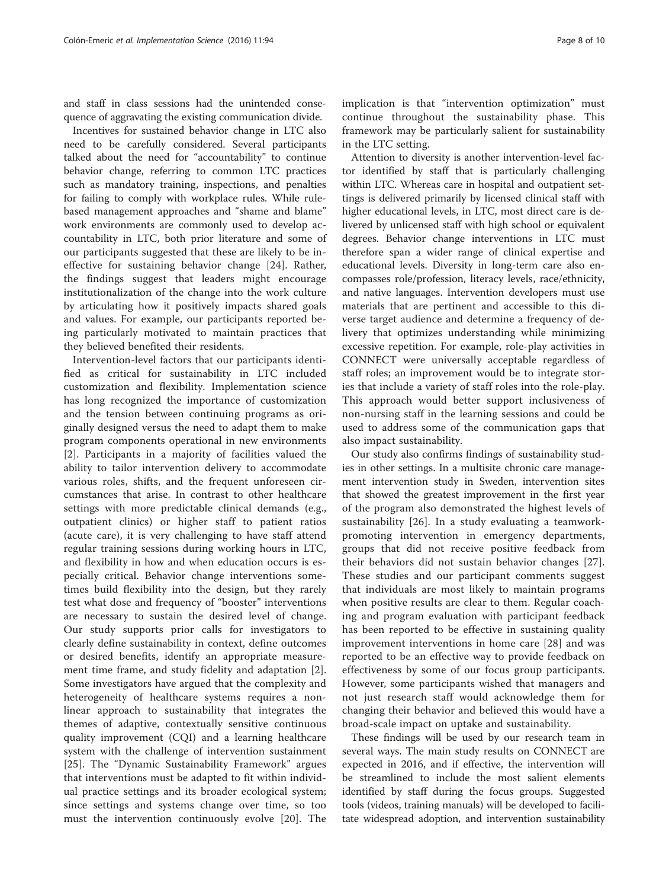and staff in class sessions had the unintended consequence of aggravating the existing communication divide.

Incentives for sustained behavior change in LTC also need to be carefully considered. Several participants talked about the need for "accountability" to continue behavior change, referring to common LTC practices such as mandatory training, inspections, and penalties for failing to comply with workplace rules. While rule-based management approaches and "shame and blame" work environments are commonly used to develop accountability in LTC, both prior literature and some of our participants suggested that these are likely to be ineffective for sustaining behavior change [24]. Rather, the findings suggest that leaders might encourage institutionalization of the change into the work culture by articulating how it positively impacts shared goals and values. For example, our participants reported being particularly motivated to maintain practices that they believed benefited their residents.

Intervention-level factors that our participants identified as critical for sustainability in LTC included customization and flexibility. Implementation science has long recognized the importance of customization and the tension between continuing programs as originally designed versus the need to adapt them to make program components operational in new environments [2]. Participants in a majority of facilities valued the ability to tailor intervention delivery to accommodate various roles, shifts, and the frequent unforeseen circumstances that arise. In contrast to other healthcare settings with more predictable clinical demands (e.g., outpatient clinics) or higher staff to patient ratios (acute care), it is very challenging to have staff attend regular training sessions during working hours in LTC, and flexibility in how and when education occurs is especially critical. Behavior change interventions sometimes build flexibility into the design, but they rarely test what dose and frequency of "booster" interventions are necessary to sustain the desired level of change. Our study supports prior calls for investigators to clearly define sustainability in context, define outcomes or desired benefits, identify an appropriate measurement time frame, and study fidelity and adaptation [2]. Some investigators have argued that the complexity and heterogeneity of healthcare systems requires a non-linear approach to sustainability that integrates the themes of adaptive, contextually sensitive continuous quality improvement (CQI) and a learning healthcare system with the challenge of intervention sustainment [25]. The "Dynamic Sustainability Framework" argues that interventions must be adapted to fit within individual practice settings and its broader ecological system; since settings and systems change over time, so too must the intervention continuously evolve [20]. The implication is that "intervention optimization" must continue throughout the sustainability phase. This framework may be particularly salient for sustainability in the LTC setting.

Attention to diversity is another intervention-level factor identified by staff that is particularly challenging within LTC. Whereas care in hospital and outpatient settings is delivered primarily by licensed clinical staff with higher educational levels, in LTC, most direct care is delivered by unlicensed staff with high school or equivalent degrees. Behavior change interventions in LTC must therefore span a wider range of clinical expertise and educational levels. Diversity in long-term care also encompasses role/profession, literacy levels, race/ethnicity, and native languages. Intervention developers must use materials that are pertinent and accessible to this diverse target audience and determine a frequency of delivery that optimizes understanding while minimizing excessive repetition. For example, role-play activities in CONNECT were universally acceptable regardless of staff roles; an improvement would be to integrate stories that include a variety of staff roles into the role-play. This approach would better support inclusiveness of non-nursing staff in the learning sessions and could be used to address some of the communication gaps that also impact sustainability.

Our study also confirms findings of sustainability studies in other settings. In a multisite chronic care management intervention study in Sweden, intervention sites that showed the greatest improvement in the first year of the program also demonstrated the highest levels of sustainability [26]. In a study evaluating a teamwork-promoting intervention in emergency departments, groups that did not receive positive feedback from their behaviors did not sustain behavior changes [27]. These studies and our participant comments suggest that individuals are most likely to maintain programs when positive results are clear to them. Regular coaching and program evaluation with participant feedback has been reported to be effective in sustaining quality improvement interventions in home care [28] and was reported to be an effective way to provide feedback on effectiveness by some of our focus group participants. However, some participants wished that managers and not just research staff would acknowledge them for changing their behavior and believed this would have a broad-scale impact on uptake and sustainability.

These findings will be used by our research team in several ways. The main study results on CONNECT are expected in 2016, and if effective, the intervention will be streamlined to include the most salient elements identified by staff during the focus groups. Suggested tools (videos, training manuals) will be developed to facilitate widespread adoption, and intervention sustainability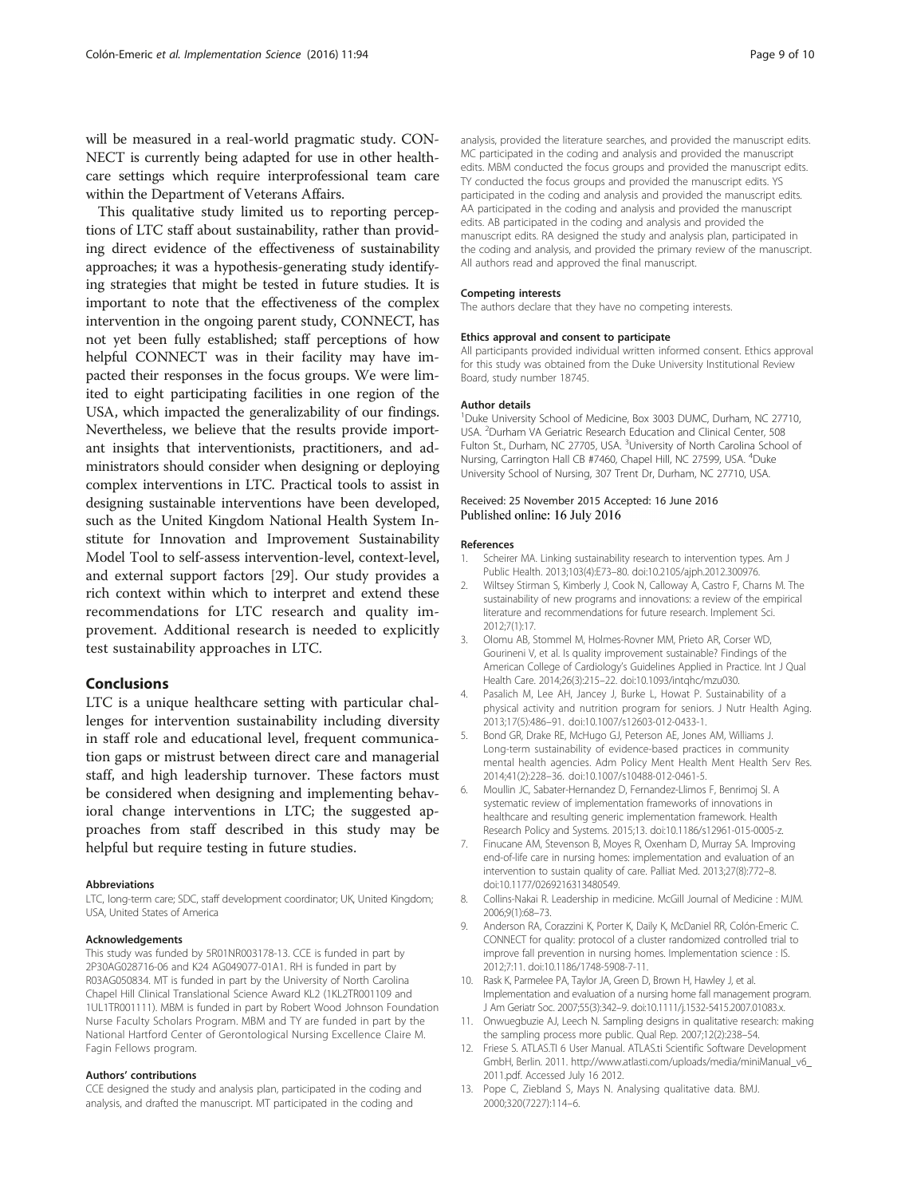will be measured in a real-world pragmatic study. CONNECT is currently being adapted for use in other healthcare settings which require interprofessional team care within the Department of Veterans Affairs.

This qualitative study limited us to reporting perceptions of LTC staff about sustainability, rather than providing direct evidence of the effectiveness of sustainability approaches; it was a hypothesis-generating study identifying strategies that might be tested in future studies. It is important to note that the effectiveness of the complex intervention in the ongoing parent study, CONNECT, has not yet been fully established; staff perceptions of how helpful CONNECT was in their facility may have impacted their responses in the focus groups. We were limited to eight participating facilities in one region of the USA, which impacted the generalizability of our findings. Nevertheless, we believe that the results provide important insights that interventionists, practitioners, and administrators should consider when designing or deploying complex interventions in LTC. Practical tools to assist in designing sustainable interventions have been developed, such as the United Kingdom National Health System Institute for Innovation and Improvement Sustainability Model Tool to self-assess intervention-level, context-level, and external support factors [29]. Our study provides a rich context within which to interpret and extend these recommendations for LTC research and quality improvement. Additional research is needed to explicitly test sustainability approaches in LTC.

## Conclusions

LTC is a unique healthcare setting with particular challenges for intervention sustainability including diversity in staff role and educational level, frequent communication gaps or mistrust between direct care and managerial staff, and high leadership turnover. These factors must be considered when designing and implementing behavioral change interventions in LTC; the suggested approaches from staff described in this study may be helpful but require testing in future studies.

#### Abbreviations

LTC, long-term care; SDC, staff development coordinator; UK, United Kingdom; USA, United States of America

#### Acknowledgements

This study was funded by 5R01NR003178-13. CCE is funded in part by 2P30AG028716-06 and K24 AG049077-01A1. RH is funded in part by R03AG050834. MT is funded in part by the University of North Carolina Chapel Hill Clinical Translational Science Award KL2 (1KL2TR001109 and 1UL1TR001111). MBM is funded in part by Robert Wood Johnson Foundation Nurse Faculty Scholars Program. MBM and TY are funded in part by the National Hartford Center of Gerontological Nursing Excellence Claire M. Fagin Fellows program.

#### Authors' contributions

CCE designed the study and analysis plan, participated in the coding and analysis, and drafted the manuscript. MT participated in the coding and analysis, provided the literature searches, and provided the manuscript edits. MC participated in the coding and analysis and provided the manuscript edits. MBM conducted the focus groups and provided the manuscript edits. TY conducted the focus groups and provided the manuscript edits. YS participated in the coding and analysis and provided the manuscript edits. AA participated in the coding and analysis and provided the manuscript edits. AB participated in the coding and analysis and provided the manuscript edits. RA designed the study and analysis plan, participated in the coding and analysis, and provided the primary review of the manuscript. All authors read and approved the final manuscript.

#### Competing interests

The authors declare that they have no competing interests.

#### Ethics approval and consent to participate

All participants provided individual written informed consent. Ethics approval for this study was obtained from the Duke University Institutional Review Board, study number 18745.

#### Author details

[1]Duke University School of Medicine, Box 3003 DUMC, Durham, NC 27710, USA. [2]Durham VA Geriatric Research Education and Clinical Center, 508 Fulton St., Durham, NC 27705, USA. [3]University of North Carolina School of Nursing, Carrington Hall CB #7460, Chapel Hill, NC 27599, USA. [4]Duke University School of Nursing, 307 Trent Dr, Durham, NC 27710, USA.

Received: 25 November 2015 Accepted: 16 June 2016
Published online: 16 July 2016

#### References

1. Scheirer MA. Linking sustainability research to intervention types. Am J Public Health. 2013;103(4):E73–80. doi:10.2105/ajph.2012.300976.
2. Wiltsey Stirman S, Kimberly J, Cook N, Calloway A, Castro F, Charns M. The sustainability of new programs and innovations: a review of the empirical literature and recommendations for future research. Implement Sci. 2012;7(1):17.
3. Olomu AB, Stommel M, Holmes-Rovner MM, Prieto AR, Corser WD, Gourineni V, et al. Is quality improvement sustainable? Findings of the American College of Cardiology's Guidelines Applied in Practice. Int J Qual Health Care. 2014;26(3):215–22. doi:10.1093/intqhc/mzu030.
4. Pasalich M, Lee AH, Jancey J, Burke L, Howat P. Sustainability of a physical activity and nutrition program for seniors. J Nutr Health Aging. 2013;17(5):486–91. doi:10.1007/s12603-012-0433-1.
5. Bond GR, Drake RE, McHugo GJ, Peterson AE, Jones AM, Williams J. Long-term sustainability of evidence-based practices in community mental health agencies. Adm Policy Ment Health Ment Health Serv Res. 2014;41(2):228–36. doi:10.1007/s10488-012-0461-5.
6. Moullin JC, Sabater-Hernandez D, Fernandez-Llimos F, Benrimoj SI. A systematic review of implementation frameworks of innovations in healthcare and resulting generic implementation framework. Health Research Policy and Systems. 2015;13. doi:10.1186/s12961-015-0005-z.
7. Finucane AM, Stevenson B, Moyes R, Oxenham D, Murray SA. Improving end-of-life care in nursing homes: implementation and evaluation of an intervention to sustain quality of care. Palliat Med. 2013;27(8):772–8. doi:10.1177/0269216313480549.
8. Collins-Nakai R. Leadership in medicine. McGill Journal of Medicine : MJM. 2006;9(1):68–73.
9. Anderson RA, Corazzini K, Porter K, Daily K, McDaniel RR, Colón-Emeric C. CONNECT for quality: protocol of a cluster randomized controlled trial to improve fall prevention in nursing homes. Implementation science : IS. 2012;7:11. doi:10.1186/1748-5908-7-11.
10. Rask K, Parmelee PA, Taylor JA, Green D, Brown H, Hawley J, et al. Implementation and evaluation of a nursing home fall management program. J Am Geriatr Soc. 2007;55(3):342–9. doi:10.1111/j.1532-5415.2007.01083.x.
11. Onwuegbuzie AJ, Leech N. Sampling designs in qualitative research: making the sampling process more public. Qual Rep. 2007;12(2):238–54.
12. Friese S. ATLAS.TI 6 User Manual. ATLAS.ti Scientific Software Development GmbH, Berlin. 2011. http://www.atlasti.com/uploads/media/miniManual_v6_2011.pdf. Accessed July 16 2012.
13. Pope C, Ziebland S, Mays N. Analysing qualitative data. BMJ. 2000;320(7227):114–6.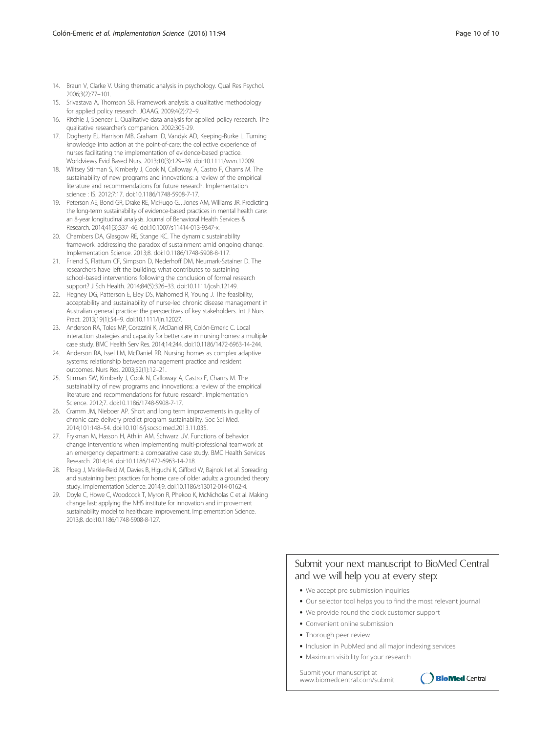14. Braun V, Clarke V. Using thematic analysis in psychology. Qual Res Psychol. 2006;3(2):77–101.
15. Srivastava A, Thomson SB. Framework analysis: a qualitative methodology for applied policy research. JOAAG. 2009;4(2):72–9.
16. Ritchie J, Spencer L. Qualitative data analysis for applied policy research. The qualitative researcher's companion. 2002:305-29.
17. Dogherty EJ, Harrison MB, Graham ID, Vandyk AD, Keeping-Burke L. Turning knowledge into action at the point-of-care: the collective experience of nurses facilitating the implementation of evidence-based practice. Worldviews Evid Based Nurs. 2013;10(3):129–39. doi:10.1111/wvn.12009.
18. Wiltsey Stirman S, Kimberly J, Cook N, Calloway A, Castro F, Charns M. The sustainability of new programs and innovations: a review of the empirical literature and recommendations for future research. Implementation science : IS. 2012;7:17. doi:10.1186/1748-5908-7-17.
19. Peterson AE, Bond GR, Drake RE, McHugo GJ, Jones AM, Williams JR. Predicting the long-term sustainability of evidence-based practices in mental health care: an 8-year longitudinal analysis. Journal of Behavioral Health Services & Research. 2014;41(3):337–46. doi:10.1007/s11414-013-9347-x.
20. Chambers DA, Glasgow RE, Stange KC. The dynamic sustainability framework: addressing the paradox of sustainment amid ongoing change. Implementation Science. 2013;8. doi:10.1186/1748-5908-8-117.
21. Friend S, Flattum CF, Simpson D, Nederhoff DM, Neumark-Sztainer D. The researchers have left the building: what contributes to sustaining school-based interventions following the conclusion of formal research support? J Sch Health. 2014;84(5):326–33. doi:10.1111/josh.12149.
22. Hegney DG, Patterson E, Eley DS, Mahomed R, Young J. The feasibility, acceptability and sustainability of nurse-led chronic disease management in Australian general practice: the perspectives of key stakeholders. Int J Nurs Pract. 2013;19(1):54–9. doi:10.1111/ijn.12027.
23. Anderson RA, Toles MP, Corazzini K, McDaniel RR, Colón-Emeric C. Local interaction strategies and capacity for better care in nursing homes: a multiple case study. BMC Health Serv Res. 2014;14:244. doi:10.1186/1472-6963-14-244.
24. Anderson RA, Issel LM, McDaniel RR. Nursing homes as complex adaptive systems: relationship between management practice and resident outcomes. Nurs Res. 2003;52(1):12–21.
25. Stirman SW, Kimberly J, Cook N, Calloway A, Castro F, Charns M. The sustainability of new programs and innovations: a review of the empirical literature and recommendations for future research. Implementation Science. 2012;7. doi:10.1186/1748-5908-7-17.
26. Cramm JM, Nieboer AP. Short and long term improvements in quality of chronic care delivery predict program sustainability. Soc Sci Med. 2014;101:148–54. doi:10.1016/j.socscimed.2013.11.035.
27. Frykman M, Hasson H, Athlin AM, Schwarz UV. Functions of behavior change interventions when implementing multi-professional teamwork at an emergency department: a comparative case study. BMC Health Services Research. 2014;14. doi:10.1186/1472-6963-14-218.
28. Ploeg J, Markle-Reid M, Davies B, Higuchi K, Gifford W, Bajnok I et al. Spreading and sustaining best practices for home care of older adults: a grounded theory study. Implementation Science. 2014;9. doi:10.1186/s13012-014-0162-4.
29. Doyle C, Howe C, Woodcock T, Myron R, Phekoo K, McNicholas C et al. Making change last: applying the NHS institute for innovation and improvement sustainability model to healthcare improvement. Implementation Science. 2013;8. doi:10.1186/1748-5908-8-127.

Submit your next manuscript to BioMed Central and we will help you at every step:

- We accept pre-submission inquiries
- Our selector tool helps you to find the most relevant journal
- We provide round the clock customer support
- Convenient online submission
- Thorough peer review
- Inclusion in PubMed and all major indexing services
- Maximum visibility for your research

Submit your manuscript at www.biomedcentral.com/submit

BioMed Central